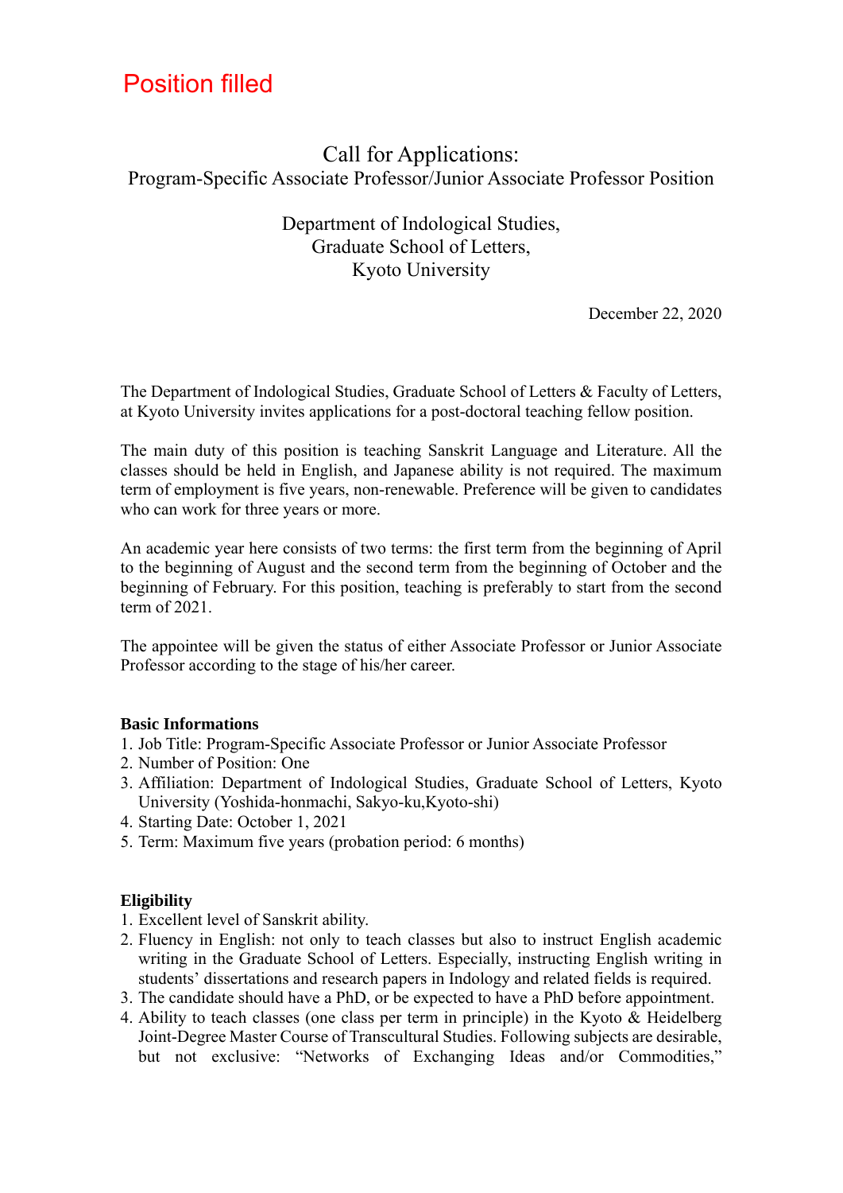Position filled

# Call for Applications:
## Program-Specific Associate Professor/Junior Associate Professor Position

Department of Indological Studies,
Graduate School of Letters,
Kyoto University

December 22, 2020

The Department of Indological Studies, Graduate School of Letters & Faculty of Letters, at Kyoto University invites applications for a post-doctoral teaching fellow position.

The main duty of this position is teaching Sanskrit Language and Literature. All the classes should be held in English, and Japanese ability is not required. The maximum term of employment is five years, non-renewable. Preference will be given to candidates who can work for three years or more.

An academic year here consists of two terms: the first term from the beginning of April to the beginning of August and the second term from the beginning of October and the beginning of February. For this position, teaching is preferably to start from the second term of 2021.

The appointee will be given the status of either Associate Professor or Junior Associate Professor according to the stage of his/her career.

**Basic Informations**

1. Job Title: Program-Specific Associate Professor or Junior Associate Professor
2. Number of Position: One
3. Affiliation: Department of Indological Studies, Graduate School of Letters, Kyoto University (Yoshida-honmachi, Sakyo-ku,Kyoto-shi)
4. Starting Date: October 1, 2021
5. Term: Maximum five years (probation period: 6 months)

**Eligibility**

1. Excellent level of Sanskrit ability.
2. Fluency in English: not only to teach classes but also to instruct English academic writing in the Graduate School of Letters. Especially, instructing English writing in students' dissertations and research papers in Indology and related fields is required.
3. The candidate should have a PhD, or be expected to have a PhD before appointment.
4. Ability to teach classes (one class per term in principle) in the Kyoto & Heidelberg Joint-Degree Master Course of Transcultural Studies. Following subjects are desirable, but not exclusive: "Networks of Exchanging Ideas and/or Commodities,"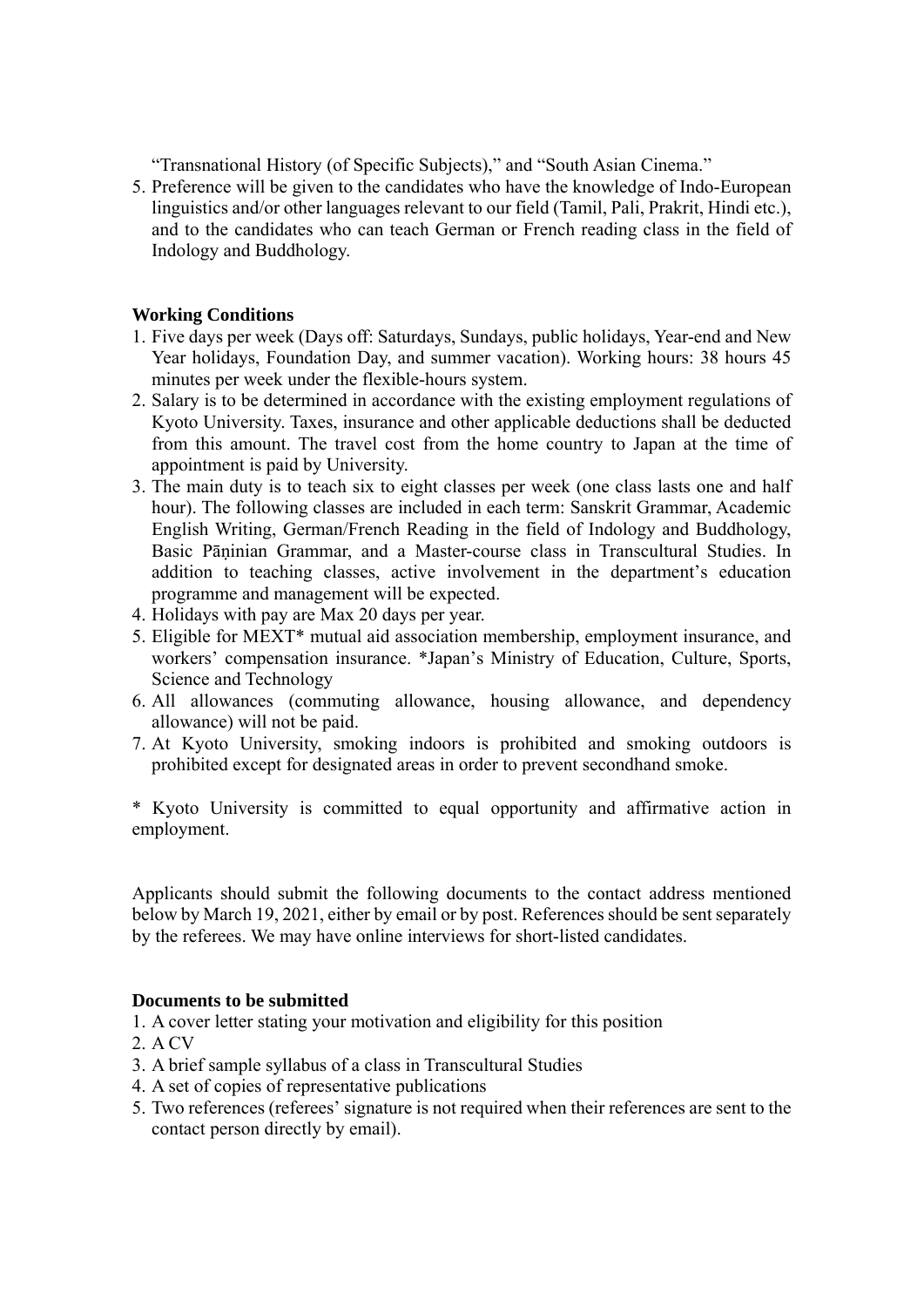"Transnational History (of Specific Subjects)," and "South Asian Cinema."

5. Preference will be given to the candidates who have the knowledge of Indo-European linguistics and/or other languages relevant to our field (Tamil, Pali, Prakrit, Hindi etc.), and to the candidates who can teach German or French reading class in the field of Indology and Buddhology.

**Working Conditions**

1. Five days per week (Days off: Saturdays, Sundays, public holidays, Year-end and New Year holidays, Foundation Day, and summer vacation). Working hours: 38 hours 45 minutes per week under the flexible-hours system.
2. Salary is to be determined in accordance with the existing employment regulations of Kyoto University. Taxes, insurance and other applicable deductions shall be deducted from this amount. The travel cost from the home country to Japan at the time of appointment is paid by University.
3. The main duty is to teach six to eight classes per week (one class lasts one and half hour). The following classes are included in each term: Sanskrit Grammar, Academic English Writing, German/French Reading in the field of Indology and Buddhology, Basic Pāṇinian Grammar, and a Master-course class in Transcultural Studies. In addition to teaching classes, active involvement in the department's education programme and management will be expected.
4. Holidays with pay are Max 20 days per year.
5. Eligible for MEXT* mutual aid association membership, employment insurance, and workers' compensation insurance. *Japan's Ministry of Education, Culture, Sports, Science and Technology
6. All allowances (commuting allowance, housing allowance, and dependency allowance) will not be paid.
7. At Kyoto University, smoking indoors is prohibited and smoking outdoors is prohibited except for designated areas in order to prevent secondhand smoke.

* Kyoto University is committed to equal opportunity and affirmative action in employment.

Applicants should submit the following documents to the contact address mentioned below by March 19, 2021, either by email or by post. References should be sent separately by the referees. We may have online interviews for short-listed candidates.

**Documents to be submitted**

1. A cover letter stating your motivation and eligibility for this position
2. A CV
3. A brief sample syllabus of a class in Transcultural Studies
4. A set of copies of representative publications
5. Two references (referees' signature is not required when their references are sent to the contact person directly by email).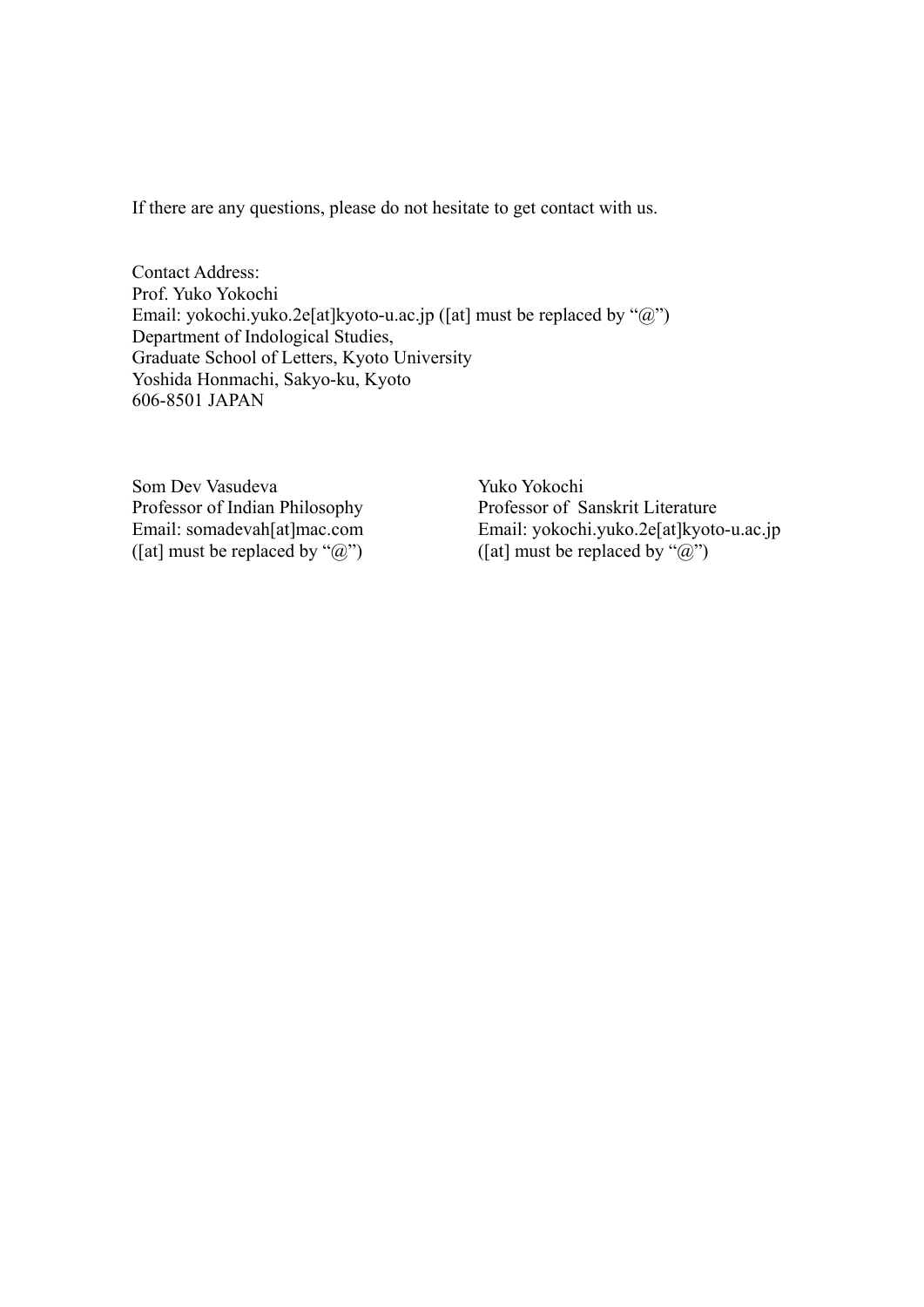If there are any questions, please do not hesitate to get contact with us.

Contact Address:
Prof. Yuko Yokochi
Email: yokochi.yuko.2e[at]kyoto-u.ac.jp ([at] must be replaced by "@")
Department of Indological Studies,
Graduate School of Letters, Kyoto University
Yoshida Honmachi, Sakyo-ku, Kyoto
606-8501 JAPAN

Som Dev Vasudeva
Professor of Indian Philosophy
Email: somadevah[at]mac.com
([at] must be replaced by "@")

Yuko Yokochi
Professor of Sanskrit Literature
Email: yokochi.yuko.2e[at]kyoto-u.ac.jp
([at] must be replaced by "@")